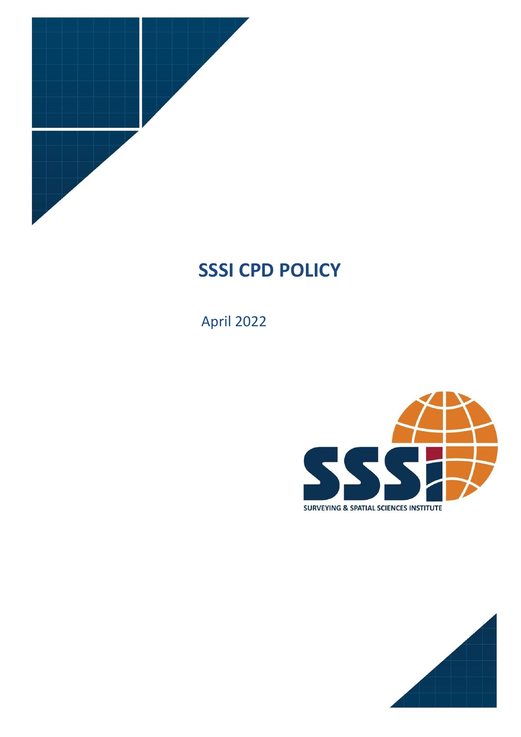# SSSI CPD POLICY

April 2022

SURVEYING & SPATIAL SCIENCES INSTITUTE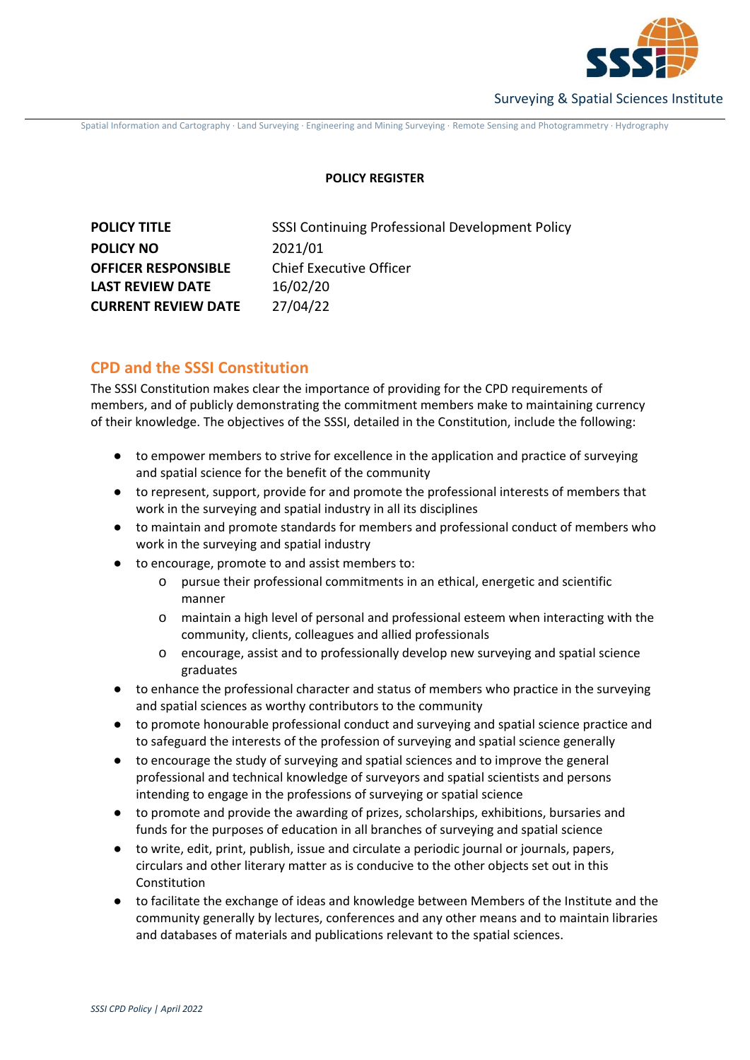**POLICY REGISTER**

| **POLICY TITLE** | SSSI Continuing Professional Development Policy |
|---|---|
| **POLICY NO** | 2021/01 |
| **OFFICER RESPONSIBLE** | Chief Executive Officer |
| **LAST REVIEW DATE** | 16/02/20 |
| **CURRENT REVIEW DATE** | 27/04/22 |

## CPD and the SSSI Constitution

The SSSI Constitution makes clear the importance of providing for the CPD requirements of members, and of publicly demonstrating the commitment members make to maintaining currency of their knowledge. The objectives of the SSSI, detailed in the Constitution, include the following:

- to empower members to strive for excellence in the application and practice of surveying and spatial science for the benefit of the community
- to represent, support, provide for and promote the professional interests of members that work in the surveying and spatial industry in all its disciplines
- to maintain and promote standards for members and professional conduct of members who work in the surveying and spatial industry
- to encourage, promote to and assist members to:
    - pursue their professional commitments in an ethical, energetic and scientific manner
    - maintain a high level of personal and professional esteem when interacting with the community, clients, colleagues and allied professionals
    - encourage, assist and to professionally develop new surveying and spatial science graduates
- to enhance the professional character and status of members who practice in the surveying and spatial sciences as worthy contributors to the community
- to promote honourable professional conduct and surveying and spatial science practice and to safeguard the interests of the profession of surveying and spatial science generally
- to encourage the study of surveying and spatial sciences and to improve the general professional and technical knowledge of surveyors and spatial scientists and persons intending to engage in the professions of surveying or spatial science
- to promote and provide the awarding of prizes, scholarships, exhibitions, bursaries and funds for the purposes of education in all branches of surveying and spatial science
- to write, edit, print, publish, issue and circulate a periodic journal or journals, papers, circulars and other literary matter as is conducive to the other objects set out in this Constitution
- to facilitate the exchange of ideas and knowledge between Members of the Institute and the community generally by lectures, conferences and any other means and to maintain libraries and databases of materials and publications relevant to the spatial sciences.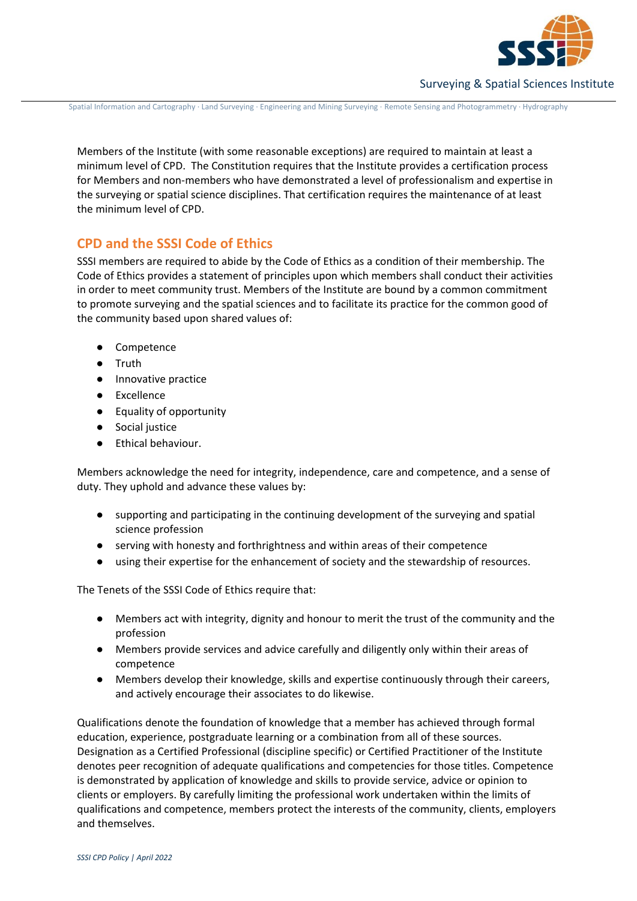Members of the Institute (with some reasonable exceptions) are required to maintain at least a minimum level of CPD. The Constitution requires that the Institute provides a certification process for Members and non-members who have demonstrated a level of professionalism and expertise in the surveying or spatial science disciplines. That certification requires the maintenance of at least the minimum level of CPD.

## CPD and the SSSI Code of Ethics

SSSI members are required to abide by the Code of Ethics as a condition of their membership. The Code of Ethics provides a statement of principles upon which members shall conduct their activities in order to meet community trust. Members of the Institute are bound by a common commitment to promote surveying and the spatial sciences and to facilitate its practice for the common good of the community based upon shared values of:

- Competence
- Truth
- Innovative practice
- Excellence
- Equality of opportunity
- Social justice
- Ethical behaviour.

Members acknowledge the need for integrity, independence, care and competence, and a sense of duty. They uphold and advance these values by:

- supporting and participating in the continuing development of the surveying and spatial science profession
- serving with honesty and forthrightness and within areas of their competence
- using their expertise for the enhancement of society and the stewardship of resources.

The Tenets of the SSSI Code of Ethics require that:

- Members act with integrity, dignity and honour to merit the trust of the community and the profession
- Members provide services and advice carefully and diligently only within their areas of competence
- Members develop their knowledge, skills and expertise continuously through their careers, and actively encourage their associates to do likewise.

Qualifications denote the foundation of knowledge that a member has achieved through formal education, experience, postgraduate learning or a combination from all of these sources. Designation as a Certified Professional (discipline specific) or Certified Practitioner of the Institute denotes peer recognition of adequate qualifications and competencies for those titles. Competence is demonstrated by application of knowledge and skills to provide service, advice or opinion to clients or employers. By carefully limiting the professional work undertaken within the limits of qualifications and competence, members protect the interests of the community, clients, employers and themselves.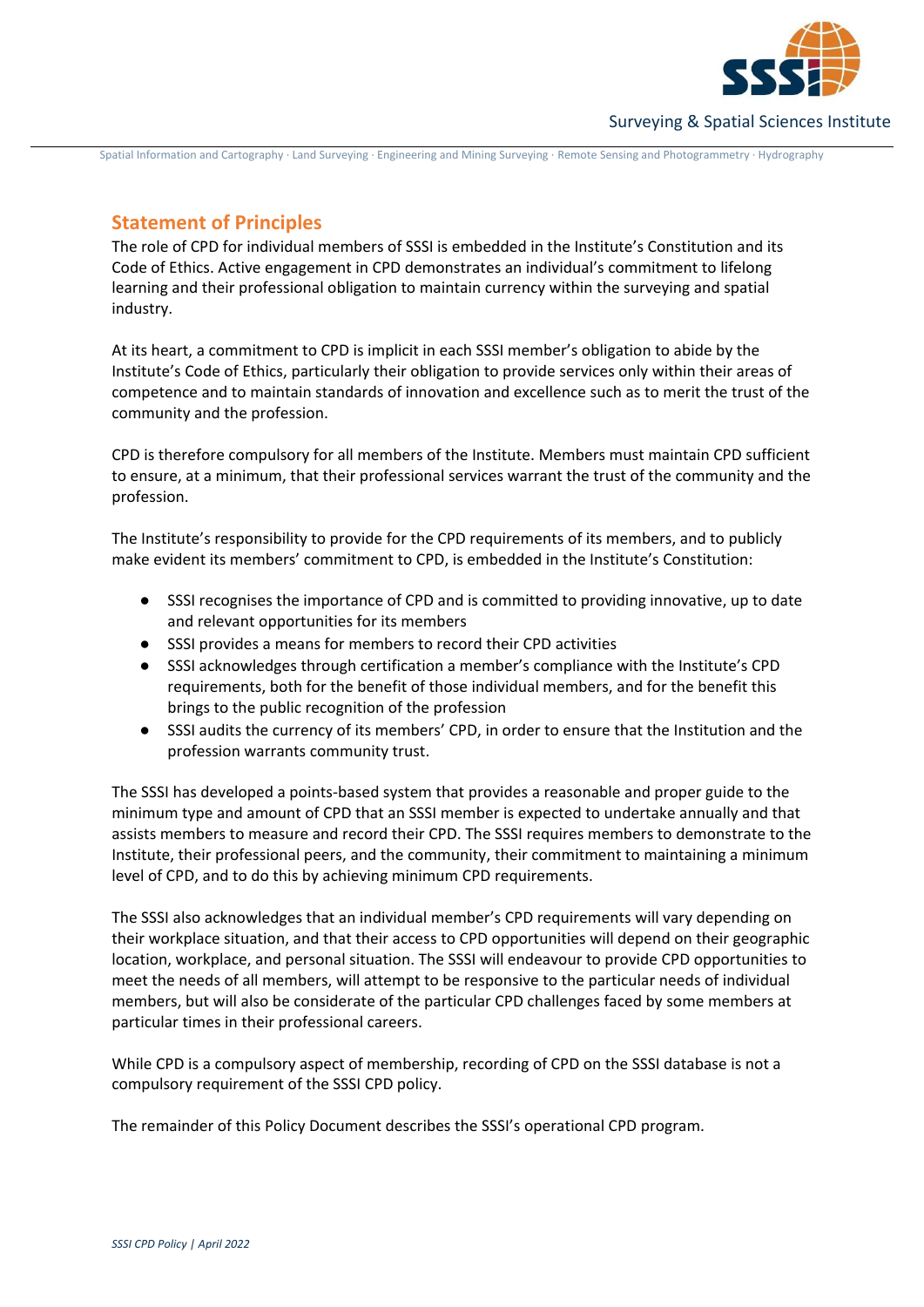## Statement of Principles

The role of CPD for individual members of SSSI is embedded in the Institute's Constitution and its Code of Ethics. Active engagement in CPD demonstrates an individual's commitment to lifelong learning and their professional obligation to maintain currency within the surveying and spatial industry.

At its heart, a commitment to CPD is implicit in each SSSI member's obligation to abide by the Institute's Code of Ethics, particularly their obligation to provide services only within their areas of competence and to maintain standards of innovation and excellence such as to merit the trust of the community and the profession.

CPD is therefore compulsory for all members of the Institute. Members must maintain CPD sufficient to ensure, at a minimum, that their professional services warrant the trust of the community and the profession.

The Institute's responsibility to provide for the CPD requirements of its members, and to publicly make evident its members' commitment to CPD, is embedded in the Institute's Constitution:

- SSSI recognises the importance of CPD and is committed to providing innovative, up to date and relevant opportunities for its members
- SSSI provides a means for members to record their CPD activities
- SSSI acknowledges through certification a member's compliance with the Institute's CPD requirements, both for the benefit of those individual members, and for the benefit this brings to the public recognition of the profession
- SSSI audits the currency of its members' CPD, in order to ensure that the Institution and the profession warrants community trust.

The SSSI has developed a points-based system that provides a reasonable and proper guide to the minimum type and amount of CPD that an SSSI member is expected to undertake annually and that assists members to measure and record their CPD. The SSSI requires members to demonstrate to the Institute, their professional peers, and the community, their commitment to maintaining a minimum level of CPD, and to do this by achieving minimum CPD requirements.

The SSSI also acknowledges that an individual member's CPD requirements will vary depending on their workplace situation, and that their access to CPD opportunities will depend on their geographic location, workplace, and personal situation. The SSSI will endeavour to provide CPD opportunities to meet the needs of all members, will attempt to be responsive to the particular needs of individual members, but will also be considerate of the particular CPD challenges faced by some members at particular times in their professional careers.

While CPD is a compulsory aspect of membership, recording of CPD on the SSSI database is not a compulsory requirement of the SSSI CPD policy.

The remainder of this Policy Document describes the SSSI's operational CPD program.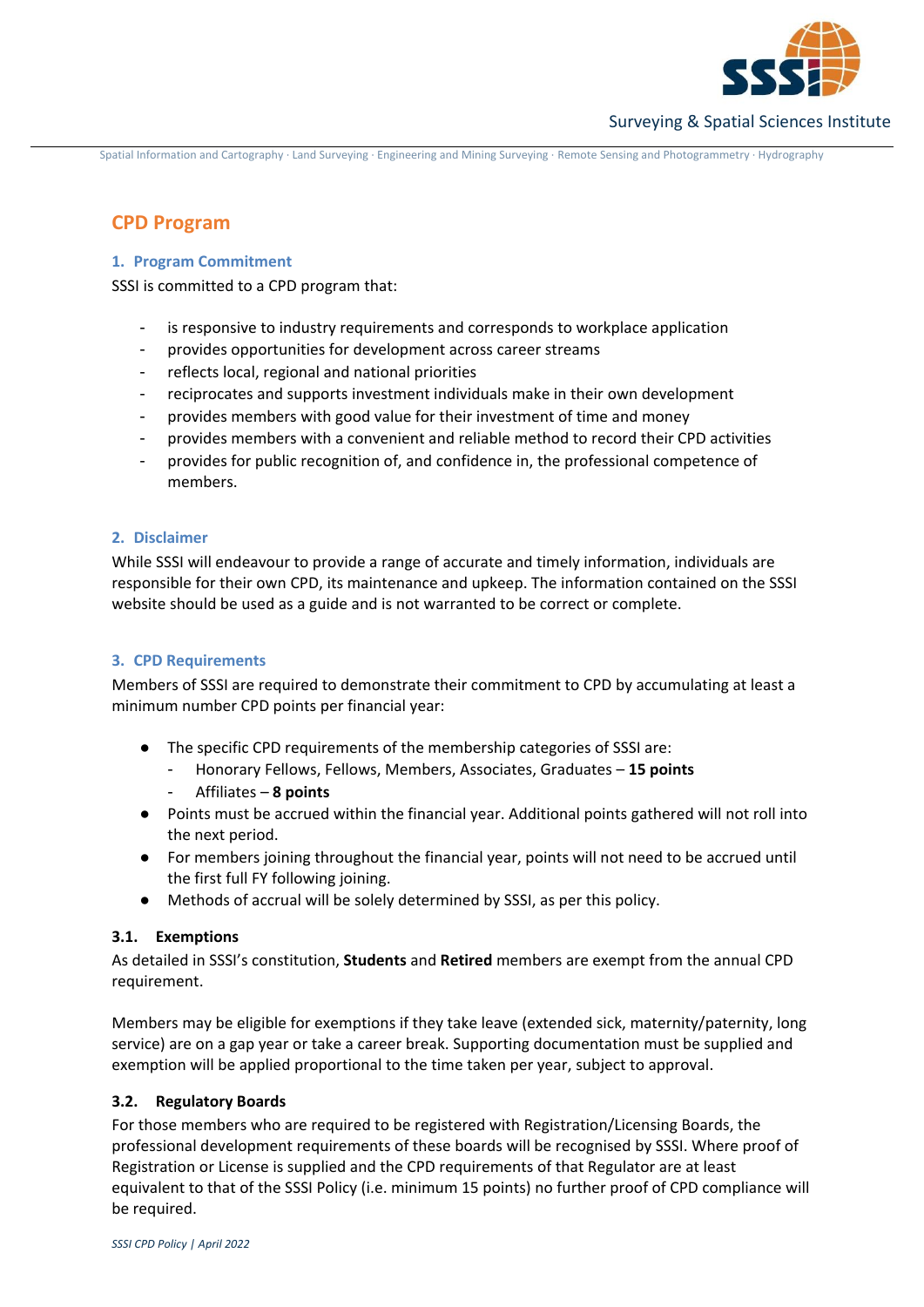# CPD Program

## 1. Program Commitment

SSSI is committed to a CPD program that:

- is responsive to industry requirements and corresponds to workplace application
- provides opportunities for development across career streams
- reflects local, regional and national priorities
- reciprocates and supports investment individuals make in their own development
- provides members with good value for their investment of time and money
- provides members with a convenient and reliable method to record their CPD activities
- provides for public recognition of, and confidence in, the professional competence of members.

## 2. Disclaimer

While SSSI will endeavour to provide a range of accurate and timely information, individuals are responsible for their own CPD, its maintenance and upkeep. The information contained on the SSSI website should be used as a guide and is not warranted to be correct or complete.

## 3. CPD Requirements

Members of SSSI are required to demonstrate their commitment to CPD by accumulating at least a minimum number CPD points per financial year:

- The specific CPD requirements of the membership categories of SSSI are:
  - Honorary Fellows, Fellows, Members, Associates, Graduates – **15 points**
  - Affiliates – **8 points**
- Points must be accrued within the financial year. Additional points gathered will not roll into the next period.
- For members joining throughout the financial year, points will not need to be accrued until the first full FY following joining.
- Methods of accrual will be solely determined by SSSI, as per this policy.

### 3.1. Exemptions

As detailed in SSSI's constitution, **Students** and **Retired** members are exempt from the annual CPD requirement.

Members may be eligible for exemptions if they take leave (extended sick, maternity/paternity, long service) are on a gap year or take a career break. Supporting documentation must be supplied and exemption will be applied proportional to the time taken per year, subject to approval.

### 3.2. Regulatory Boards

For those members who are required to be registered with Registration/Licensing Boards, the professional development requirements of these boards will be recognised by SSSI. Where proof of Registration or License is supplied and the CPD requirements of that Regulator are at least equivalent to that of the SSSI Policy (i.e. minimum 15 points) no further proof of CPD compliance will be required.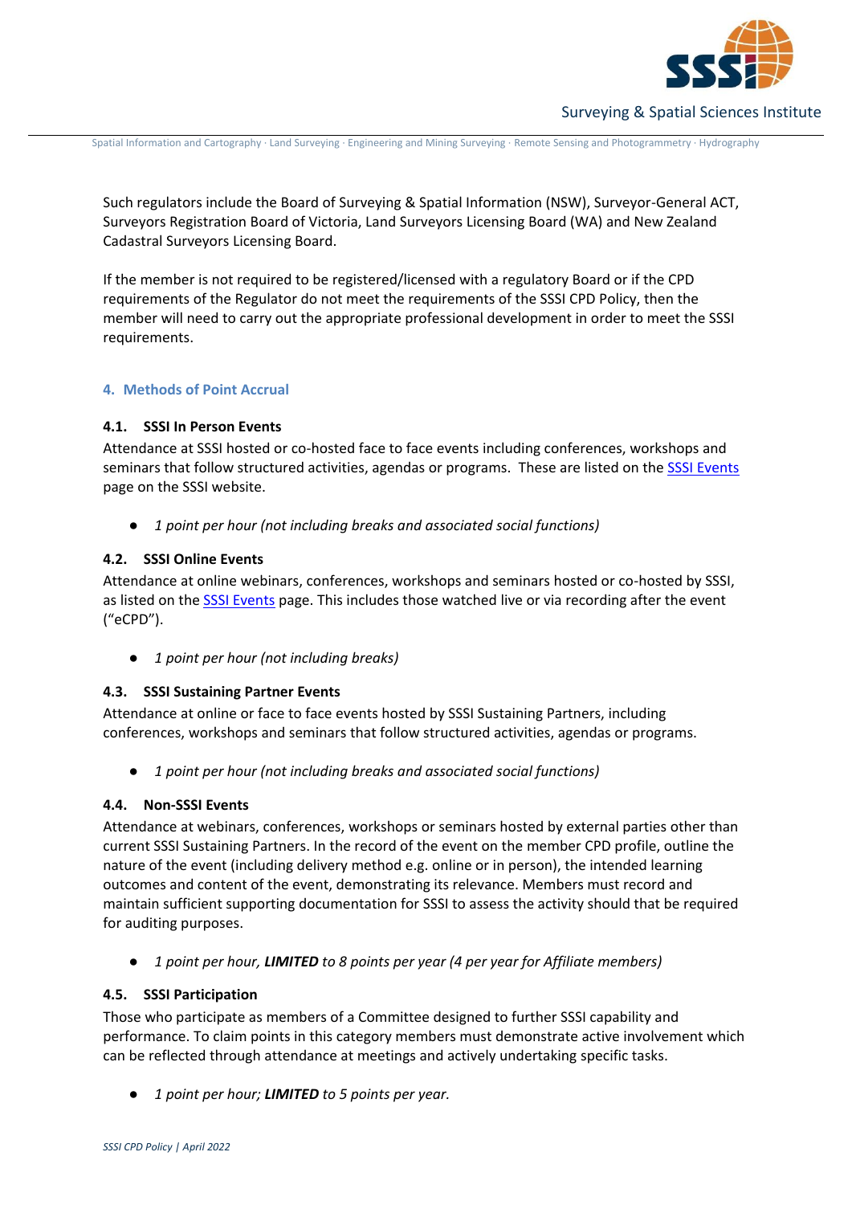Such regulators include the Board of Surveying & Spatial Information (NSW), Surveyor-General ACT, Surveyors Registration Board of Victoria, Land Surveyors Licensing Board (WA) and New Zealand Cadastral Surveyors Licensing Board.

If the member is not required to be registered/licensed with a regulatory Board or if the CPD requirements of the Regulator do not meet the requirements of the SSSI CPD Policy, then the member will need to carry out the appropriate professional development in order to meet the SSSI requirements.

## 4. Methods of Point Accrual

### 4.1. SSSI In Person Events

Attendance at SSSI hosted or co-hosted face to face events including conferences, workshops and seminars that follow structured activities, agendas or programs. These are listed on the SSSI Events page on the SSSI website.

- *1 point per hour (not including breaks and associated social functions)*

### 4.2. SSSI Online Events

Attendance at online webinars, conferences, workshops and seminars hosted or co-hosted by SSSI, as listed on the SSSI Events page. This includes those watched live or via recording after the event ("eCPD").

- *1 point per hour (not including breaks)*

### 4.3. SSSI Sustaining Partner Events

Attendance at online or face to face events hosted by SSSI Sustaining Partners, including conferences, workshops and seminars that follow structured activities, agendas or programs.

- *1 point per hour (not including breaks and associated social functions)*

### 4.4. Non-SSSI Events

Attendance at webinars, conferences, workshops or seminars hosted by external parties other than current SSSI Sustaining Partners. In the record of the event on the member CPD profile, outline the nature of the event (including delivery method e.g. online or in person), the intended learning outcomes and content of the event, demonstrating its relevance. Members must record and maintain sufficient supporting documentation for SSSI to assess the activity should that be required for auditing purposes.

- *1 point per hour, **LIMITED** to 8 points per year (4 per year for Affiliate members)*

### 4.5. SSSI Participation

Those who participate as members of a Committee designed to further SSSI capability and performance. To claim points in this category members must demonstrate active involvement which can be reflected through attendance at meetings and actively undertaking specific tasks.

- *1 point per hour; **LIMITED** to 5 points per year.*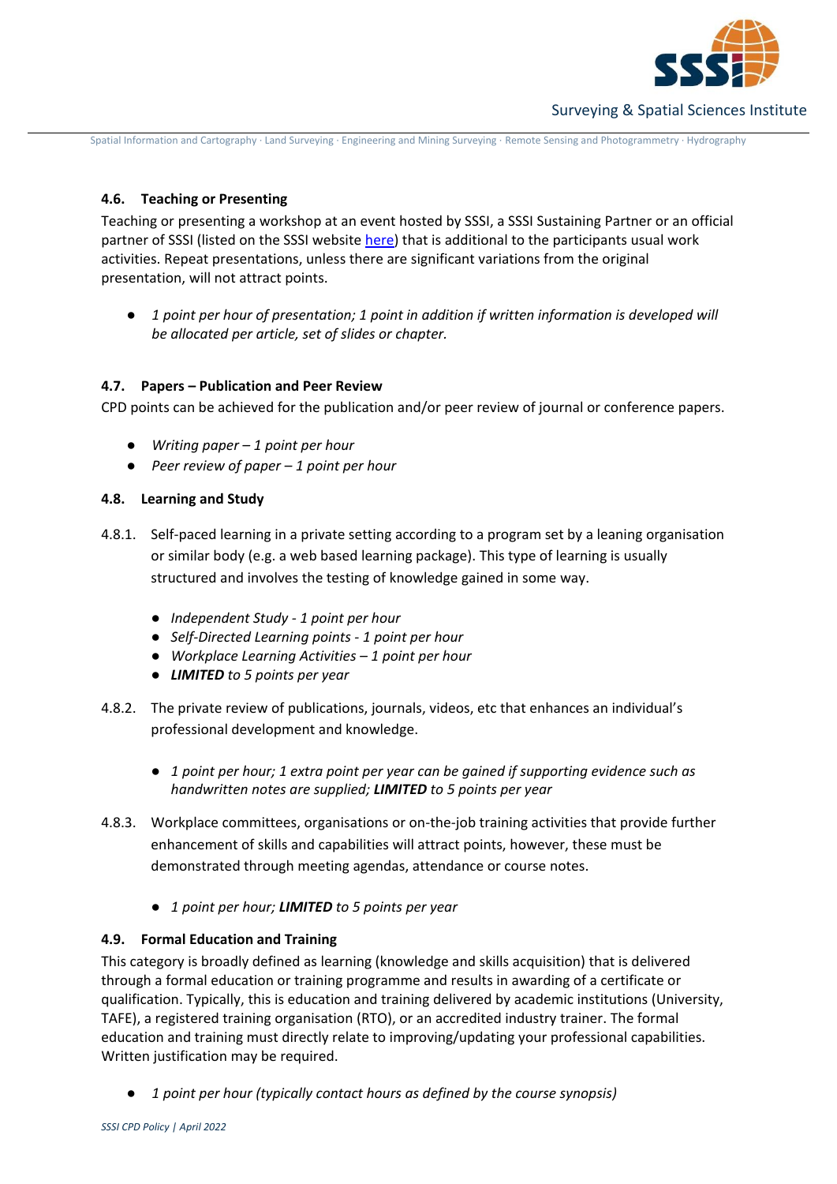### 4.6. Teaching or Presenting

Teaching or presenting a workshop at an event hosted by SSSI, a SSSI Sustaining Partner or an official partner of SSSI (listed on the SSSI website here) that is additional to the participants usual work activities. Repeat presentations, unless there are significant variations from the original presentation, will not attract points.

- *1 point per hour of presentation; 1 point in addition if written information is developed will be allocated per article, set of slides or chapter.*

### 4.7. Papers – Publication and Peer Review

CPD points can be achieved for the publication and/or peer review of journal or conference papers.

- *Writing paper – 1 point per hour*
- *Peer review of paper – 1 point per hour*

### 4.8. Learning and Study

4.8.1. Self-paced learning in a private setting according to a program set by a leaning organisation or similar body (e.g. a web based learning package). This type of learning is usually structured and involves the testing of knowledge gained in some way.

- *Independent Study - 1 point per hour*
- *Self-Directed Learning points - 1 point per hour*
- *Workplace Learning Activities – 1 point per hour*
- ***LIMITED** to 5 points per year*

4.8.2. The private review of publications, journals, videos, etc that enhances an individual's professional development and knowledge.

- *1 point per hour; 1 extra point per year can be gained if supporting evidence such as handwritten notes are supplied; **LIMITED** to 5 points per year*

4.8.3. Workplace committees, organisations or on-the-job training activities that provide further enhancement of skills and capabilities will attract points, however, these must be demonstrated through meeting agendas, attendance or course notes.

- *1 point per hour; **LIMITED** to 5 points per year*

### 4.9. Formal Education and Training

This category is broadly defined as learning (knowledge and skills acquisition) that is delivered through a formal education or training programme and results in awarding of a certificate or qualification. Typically, this is education and training delivered by academic institutions (University, TAFE), a registered training organisation (RTO), or an accredited industry trainer. The formal education and training must directly relate to improving/updating your professional capabilities. Written justification may be required.

- *1 point per hour (typically contact hours as defined by the course synopsis)*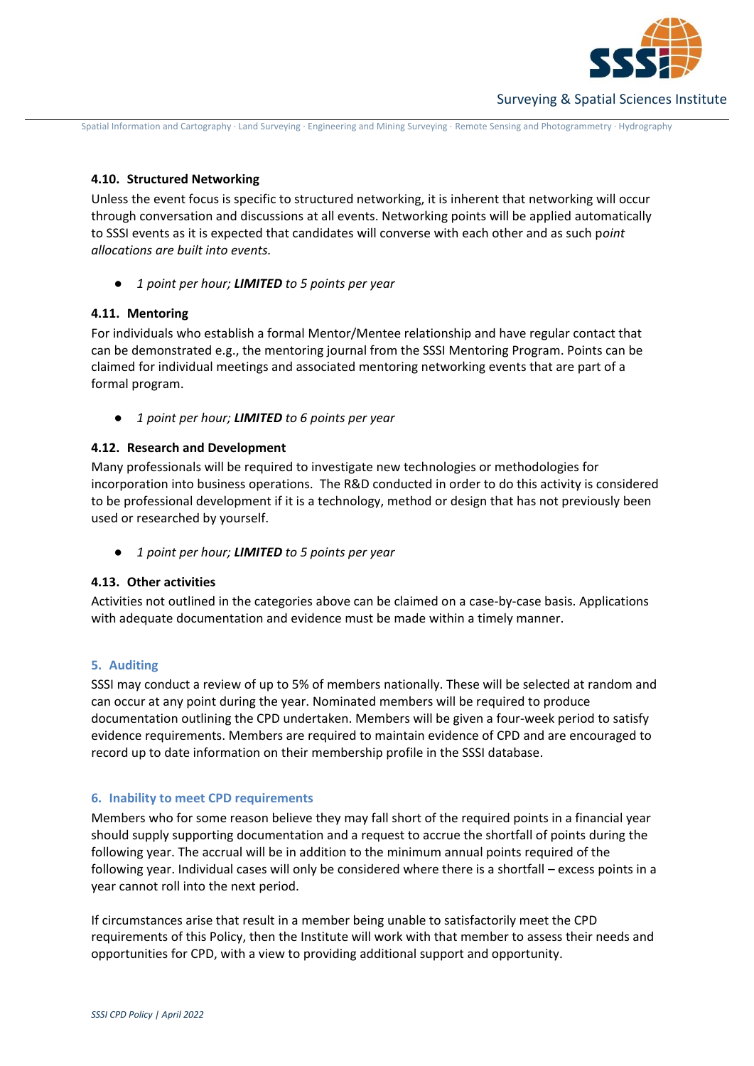### 4.10. Structured Networking

Unless the event focus is specific to structured networking, it is inherent that networking will occur through conversation and discussions at all events. Networking points will be applied automatically to SSSI events as it is expected that candidates will converse with each other and as such p*oint allocations are built into events.*

- *1 point per hour;* ***LIMITED*** *to 5 points per year*

### 4.11. Mentoring

For individuals who establish a formal Mentor/Mentee relationship and have regular contact that can be demonstrated e.g., the mentoring journal from the SSSI Mentoring Program. Points can be claimed for individual meetings and associated mentoring networking events that are part of a formal program.

- *1 point per hour;* ***LIMITED*** *to 6 points per year*

### 4.12. Research and Development

Many professionals will be required to investigate new technologies or methodologies for incorporation into business operations. The R&D conducted in order to do this activity is considered to be professional development if it is a technology, method or design that has not previously been used or researched by yourself.

- *1 point per hour;* ***LIMITED*** *to 5 points per year*

### 4.13. Other activities

Activities not outlined in the categories above can be claimed on a case-by-case basis. Applications with adequate documentation and evidence must be made within a timely manner.

## 5. Auditing

SSSI may conduct a review of up to 5% of members nationally. These will be selected at random and can occur at any point during the year. Nominated members will be required to produce documentation outlining the CPD undertaken. Members will be given a four-week period to satisfy evidence requirements. Members are required to maintain evidence of CPD and are encouraged to record up to date information on their membership profile in the SSSI database.

## 6. Inability to meet CPD requirements

Members who for some reason believe they may fall short of the required points in a financial year should supply supporting documentation and a request to accrue the shortfall of points during the following year. The accrual will be in addition to the minimum annual points required of the following year. Individual cases will only be considered where there is a shortfall – excess points in a year cannot roll into the next period.

If circumstances arise that result in a member being unable to satisfactorily meet the CPD requirements of this Policy, then the Institute will work with that member to assess their needs and opportunities for CPD, with a view to providing additional support and opportunity.